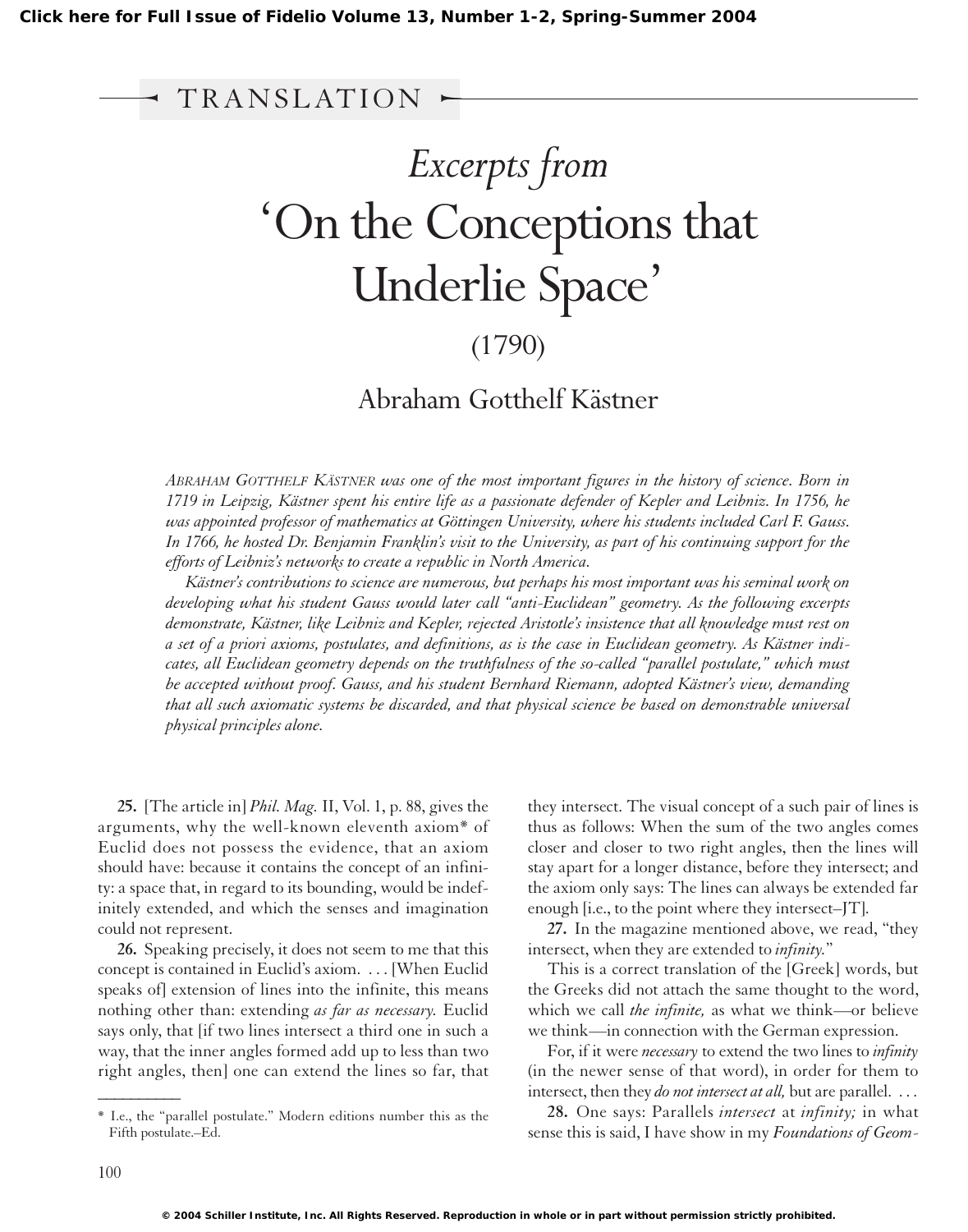TRANSLATION

# *Excerpts from* 'On the Conceptions that Underlie Space'

(1790)

## Abraham Gotthelf Kästner

*ABRAHAM GOTTHELF KÄSTNER was one of the most important figures in the history of science. Born in 1719 in Leipzig, Kästner spent his entire life as a passionate defender of Kepler and Leibniz. In 1756, he was appointed professor of mathematics at Göttingen University, where his students included Carl F. Gauss. In 1766, he hosted Dr. Benjamin Franklin's visit to the University, as part of his continuing support for the efforts of Leibniz's networks to create a republic in North America.*

*Kästner's contributions to science are numerous, but perhaps his most important was his seminal work on developing what his student Gauss would later call "anti-Euclidean" geometry. As the following excerpts demonstrate, Kästner, like Leibniz and Kepler, rejected Aristotle's insistence that all knowledge must rest on a set of a priori axioms, postulates, and definitions, as is the case in Euclidean geometry. As Kästner indicates, all Euclidean geometry depends on the truthfulness of the so-called "parallel postulate," which must be accepted without proof. Gauss, and his student Bernhard Riemann, adopted Kästner's view, demanding that all such axiomatic systems be discarded, and that physical science be based on demonstrable universal physical principles alone.*

**25.** [The article in] *Phil. Mag.* II, Vol. 1, p. 88, gives the arguments, why the well-known eleventh axiom* of Euclid does not possess the evidence, that an axiom should have: because it contains the concept of an infinity: a space that, in regard to its bounding, would be indefinitely extended, and which the senses and imagination could not represent.

**26.** Speaking precisely, it does not seem to me that this concept is contained in Euclid's axiom. . . . [When Euclid speaks of] extension of lines into the infinite, this means nothing other than: extending *as far as necessary.* Euclid says only, that [if two lines intersect a third one in such a way, that the inner angles formed add up to less than two right angles, then] one can extend the lines so far, that they intersect. The visual concept of a such pair of lines is thus as follows: When the sum of the two angles comes closer and closer to two right angles, then the lines will stay apart for a longer distance, before they intersect; and the axiom only says: The lines can always be extended far enough [i.e., to the point where they intersect–JT].

**27.** In the magazine mentioned above, we read, "they intersect, when they are extended to *infinity.*"

This is a correct translation of the [Greek] words, but the Greeks did not attach the same thought to the word, which we call *the infinite,* as what we think—or believe we think—in connection with the German expression.

For, if it were *necessary* to extend the two lines to *infinity* (in the newer sense of that word), in order for them to intersect, then they *do not intersect at all,* but are parallel. . . .

**28.** One says: Parallels *intersect* at *infinity;* in what sense this is said, I have show in my *Foundations of Geom-*

---

\* I.e., the "parallel postulate." Modern editions number this as the Fifth postulate.–Ed.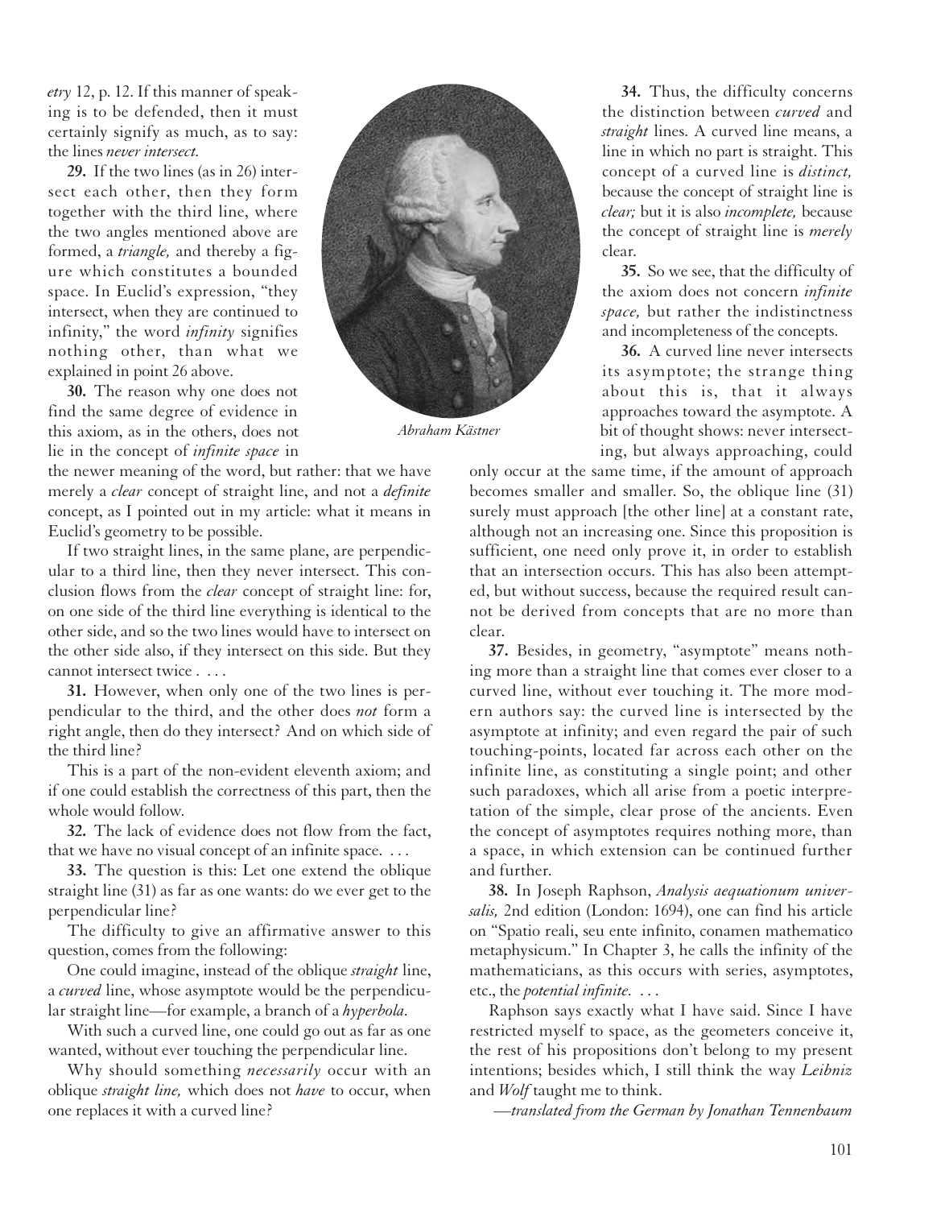*etry* 12, p. 12. If this manner of speaking is to be defended, then it must certainly signify as much, as to say: the lines *never intersect.*

**29.** If the two lines (as in 26) intersect each other, then they form together with the third line, where the two angles mentioned above are formed, a *triangle,* and thereby a figure which constitutes a bounded space. In Euclid's expression, "they intersect, when they are continued to infinity," the word *infinity* signifies nothing other, than what we explained in point 26 above.

**30.** The reason why one does not find the same degree of evidence in this axiom, as in the others, does not lie in the concept of *infinite space* in the newer meaning of the word, but rather: that we have merely a *clear* concept of straight line, and not a *definite* concept, as I pointed out in my article: what it means in Euclid's geometry to be possible.

If two straight lines, in the same plane, are perpendicular to a third line, then they never intersect. This conclusion flows from the *clear* concept of straight line: for, on one side of the third line everything is identical to the other side, and so the two lines would have to intersect on the other side also, if they intersect on this side. But they cannot intersect twice . . . .

**31.** However, when only one of the two lines is perpendicular to the third, and the other does *not* form a right angle, then do they intersect? And on which side of the third line?

This is a part of the non-evident eleventh axiom; and if one could establish the correctness of this part, then the whole would follow.

**32.** The lack of evidence does not flow from the fact, that we have no visual concept of an infinite space. . . .

**33.** The question is this: Let one extend the oblique straight line (31) as far as one wants: do we ever get to the perpendicular line?

The difficulty to give an affirmative answer to this question, comes from the following:

One could imagine, instead of the oblique *straight* line, a *curved* line, whose asymptote would be the perpendicular straight line—for example, a branch of a *hyperbola.*

With such a curved line, one could go out as far as one wanted, without ever touching the perpendicular line.

Why should something *necessarily* occur with an oblique *straight line,* which does not *have* to occur, when one replaces it with a curved line?

*Abraham Kästner*

**34.** Thus, the difficulty concerns the distinction between *curved* and *straight* lines. A curved line means, a line in which no part is straight. This concept of a curved line is *distinct,* because the concept of straight line is *clear;* but it is also *incomplete,* because the concept of straight line is *merely* clear.

**35.** So we see, that the difficulty of the axiom does not concern *infinite space,* but rather the indistinctness and incompleteness of the concepts.

**36.** A curved line never intersects its asymptote; the strange thing about this is, that it always approaches toward the asymptote. A bit of thought shows: never intersecting, but always approaching, could only occur at the same time, if the amount of approach becomes smaller and smaller. So, the oblique line (31) surely must approach [the other line] at a constant rate, although not an increasing one. Since this proposition is sufficient, one need only prove it, in order to establish that an intersection occurs. This has also been attempted, but without success, because the required result cannot be derived from concepts that are no more than clear.

**37.** Besides, in geometry, "asymptote" means nothing more than a straight line that comes ever closer to a curved line, without ever touching it. The more modern authors say: the curved line is intersected by the asymptote at infinity; and even regard the pair of such touching-points, located far across each other on the infinite line, as constituting a single point; and other such paradoxes, which all arise from a poetic interpretation of the simple, clear prose of the ancients. Even the concept of asymptotes requires nothing more, than a space, in which extension can be continued further and further.

**38.** In Joseph Raphson, *Analysis aequationum universalis,* 2nd edition (London: 1694), one can find his article on "Spatio reali, seu ente infinito, conamen mathematico metaphysicum." In Chapter 3, he calls the infinity of the mathematicians, as this occurs with series, asymptotes, etc., the *potential infinite.* . . .

Raphson says exactly what I have said. Since I have restricted myself to space, as the geometers conceive it, the rest of his propositions don't belong to my present intentions; besides which, I still think the way *Leibniz* and *Wolf* taught me to think.

*—translated from the German by Jonathan Tennenbaum*